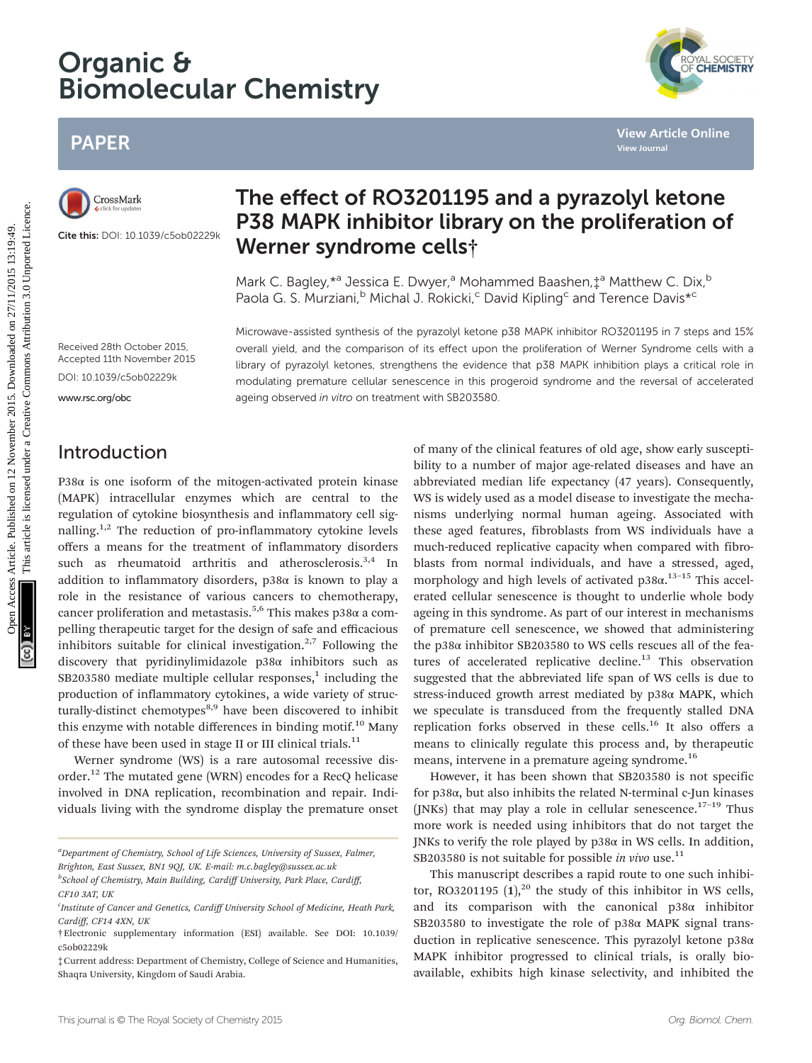# Organic & Biomolecular Chemistry

## PAPER

Cite this: DOI: 10.1039/c5ob02229k

# The effect of RO3201195 and a pyrazolyl ketone P38 MAPK inhibitor library on the proliferation of Werner syndrome cells†

Mark C. Bagley,*[a] Jessica E. Dwyer,[a] Mohammed Baashen,‡[a] Matthew C. Dix,[b] Paola G. S. Murziani,[b] Michal J. Rokicki,[c] David Kipling[c] and Terence Davis*[c]

Received 28th October 2015, Accepted 11th November 2015

DOI: 10.1039/c5ob02229k

www.rsc.org/obc

Microwave-assisted synthesis of the pyrazolyl ketone p38 MAPK inhibitor RO3201195 in 7 steps and 15% overall yield, and the comparison of its effect upon the proliferation of Werner Syndrome cells with a library of pyrazolyl ketones, strengthens the evidence that p38 MAPK inhibition plays a critical role in modulating premature cellular senescence in this progeroid syndrome and the reversal of accelerated ageing observed *in vitro* on treatment with SB203580.

## Introduction

P38α is one isoform of the mitogen-activated protein kinase (MAPK) intracellular enzymes which are central to the regulation of cytokine biosynthesis and inflammatory cell signalling.[1,2] The reduction of pro-inflammatory cytokine levels offers a means for the treatment of inflammatory disorders such as rheumatoid arthritis and atherosclerosis.[3,4] In addition to inflammatory disorders, p38α is known to play a role in the resistance of various cancers to chemotherapy, cancer proliferation and metastasis.[5,6] This makes p38α a compelling therapeutic target for the design of safe and efficacious inhibitors suitable for clinical investigation.[2,7] Following the discovery that pyridinylimidazole p38α inhibitors such as SB203580 mediate multiple cellular responses,[1] including the production of inflammatory cytokines, a wide variety of structurally-distinct chemotypes[8,9] have been discovered to inhibit this enzyme with notable differences in binding motif.[10] Many of these have been used in stage II or III clinical trials.[11]

Werner syndrome (WS) is a rare autosomal recessive disorder.[12] The mutated gene (WRN) encodes for a RecQ helicase involved in DNA replication, recombination and repair. Individuals living with the syndrome display the premature onset of many of the clinical features of old age, show early susceptibility to a number of major age-related diseases and have an abbreviated median life expectancy (47 years). Consequently, WS is widely used as a model disease to investigate the mechanisms underlying normal human ageing. Associated with these aged features, fibroblasts from WS individuals have a much-reduced replicative capacity when compared with fibroblasts from normal individuals, and have a stressed, aged, morphology and high levels of activated p38α.[13–15] This accelerated cellular senescence is thought to underlie whole body ageing in this syndrome. As part of our interest in mechanisms of premature cell senescence, we showed that administering the p38α inhibitor SB203580 to WS cells rescues all of the features of accelerated replicative decline.[13] This observation suggested that the abbreviated life span of WS cells is due to stress-induced growth arrest mediated by p38α MAPK, which we speculate is transduced from the frequently stalled DNA replication forks observed in these cells.[16] It also offers a means to clinically regulate this process and, by therapeutic means, intervene in a premature ageing syndrome.[16]

However, it has been shown that SB203580 is not specific for p38α, but also inhibits the related N-terminal c-Jun kinases (JNKs) that may play a role in cellular senescence.[17–19] Thus more work is needed using inhibitors that do not target the JNKs to verify the role played by p38α in WS cells. In addition, SB203580 is not suitable for possible *in vivo* use.[11]

This manuscript describes a rapid route to one such inhibitor, RO3201195 (**1**),[20] the study of this inhibitor in WS cells, and its comparison with the canonical p38α inhibitor SB203580 to investigate the role of p38α MAPK signal transduction in replicative senescence. This pyrazolyl ketone p38α MAPK inhibitor progressed to clinical trials, is orally bioavailable, exhibits high kinase selectivity, and inhibited the

---

[a] Department of Chemistry, School of Life Sciences, University of Sussex, Falmer, Brighton, East Sussex, BN1 9QJ, UK. E-mail: m.c.bagley@sussex.ac.uk

[b] School of Chemistry, Main Building, Cardiff University, Park Place, Cardiff, CF10 3AT, UK

[c] Institute of Cancer and Genetics, Cardiff University School of Medicine, Heath Park, Cardiff, CF14 4XN, UK

† Electronic supplementary information (ESI) available. See DOI: 10.1039/c5ob02229k

‡ Current address: Department of Chemistry, College of Science and Humanities, Shaqra University, Kingdom of Saudi Arabia.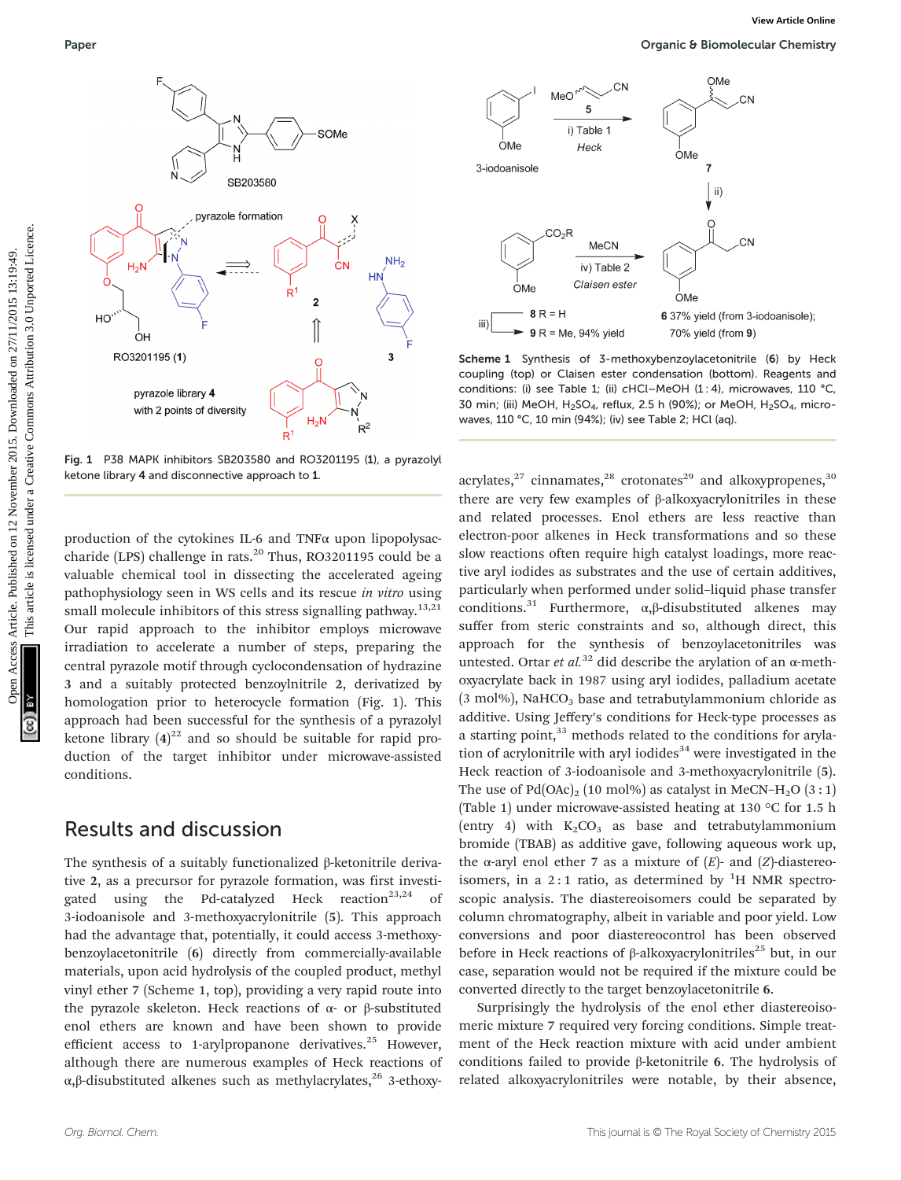Fig. 1 P38 MAPK inhibitors SB203580 and RO3201195 (1), a pyrazolyl ketone library 4 and disconnective approach to 1.

Scheme 1 Synthesis of 3-methoxybenzoylacetonitrile (6) by Heck coupling (top) or Claisen ester condensation (bottom). Reagents and conditions: (i) see Table 1; (ii) cHCl–MeOH (1 : 4), microwaves, 110 °C, 30 min; (iii) MeOH, $H_2SO_4$, reflux, 2.5 h (90%); or MeOH, $H_2SO_4$, microwaves, 110 °C, 10 min (94%); (iv) see Table 2; HCl (aq).

production of the cytokines IL-6 and TNFα upon lipopolysaccharide (LPS) challenge in rats.[20] Thus, RO3201195 could be a valuable chemical tool in dissecting the accelerated ageing pathophysiology seen in WS cells and its rescue *in vitro* using small molecule inhibitors of this stress signalling pathway.[13,21] Our rapid approach to the inhibitor employs microwave irradiation to accelerate a number of steps, preparing the central pyrazole motif through cyclocondensation of hydrazine 3 and a suitably protected benzoylnitrile 2, derivatized by homologation prior to heterocycle formation (Fig. 1). This approach had been successful for the synthesis of a pyrazolyl ketone library (4)[22] and so should be suitable for rapid production of the target inhibitor under microwave-assisted conditions.

## Results and discussion

The synthesis of a suitably functionalized β-ketonitrile derivative 2, as a precursor for pyrazole formation, was first investigated using the Pd-catalyzed Heck reaction[23,24] of 3-iodoanisole and 3-methoxyacrylonitrile (5). This approach had the advantage that, potentially, it could access 3-methoxybenzoylacetonitrile (6) directly from commercially-available materials, upon acid hydrolysis of the coupled product, methyl vinyl ether 7 (Scheme 1, top), providing a very rapid route into the pyrazole skeleton. Heck reactions of α- or β-substituted enol ethers are known and have been shown to provide efficient access to 1-arylpropanone derivatives.[25] However, although there are numerous examples of Heck reactions of α,β-disubstituted alkenes such as methylacrylates,[26] 3-ethoxyacrylates,[27] cinnamates,[28] crotonates[29] and alkoxypropenes,[30] there are very few examples of β-alkoxyacrylonitriles in these and related processes. Enol ethers are less reactive than electron-poor alkenes in Heck transformations and so these slow reactions often require high catalyst loadings, more reactive aryl iodides as substrates and the use of certain additives, particularly when performed under solid–liquid phase transfer conditions.[31] Furthermore, α,β-disubstituted alkenes may suffer from steric constraints and so, although direct, this approach for the synthesis of benzoylacetonitriles was untested. Ortar *et al.*[32] did describe the arylation of an α-methoxyacrylate back in 1987 using aryl iodides, palladium acetate (3 mol%), $NaHCO_3$ base and tetrabutylammonium chloride as additive. Using Jeffery's conditions for Heck-type processes as a starting point,[33] methods related to the conditions for arylation of acrylonitrile with aryl iodides[34] were investigated in the Heck reaction of 3-iodoanisole and 3-methoxyacrylonitrile (5). The use of $Pd(OAc)_2$ (10 mol%) as catalyst in $MeCN–H_2O$ (3 : 1) (Table 1) under microwave-assisted heating at 130 °C for 1.5 h (entry 4) with $K_2CO_3$ as base and tetrabutylammonium bromide (TBAB) as additive gave, following aqueous work up, the α-aryl enol ether 7 as a mixture of (*E*)- and (*Z*)-diastereoisomers, in a 2 : 1 ratio, as determined by $^1H$ NMR spectroscopic analysis. The diastereoisomers could be separated by column chromatography, albeit in variable and poor yield. Low conversions and poor diastereocontrol has been observed before in Heck reactions of β-alkoxyacrylonitriles[25] but, in our case, separation would not be required if the mixture could be converted directly to the target benzoylacetonitrile 6.

Surprisingly the hydrolysis of the enol ether diastereoisomeric mixture 7 required very forcing conditions. Simple treatment of the Heck reaction mixture with acid under ambient conditions failed to provide β-ketonitrile 6. The hydrolysis of related alkoxyacrylonitriles were notable, by their absence,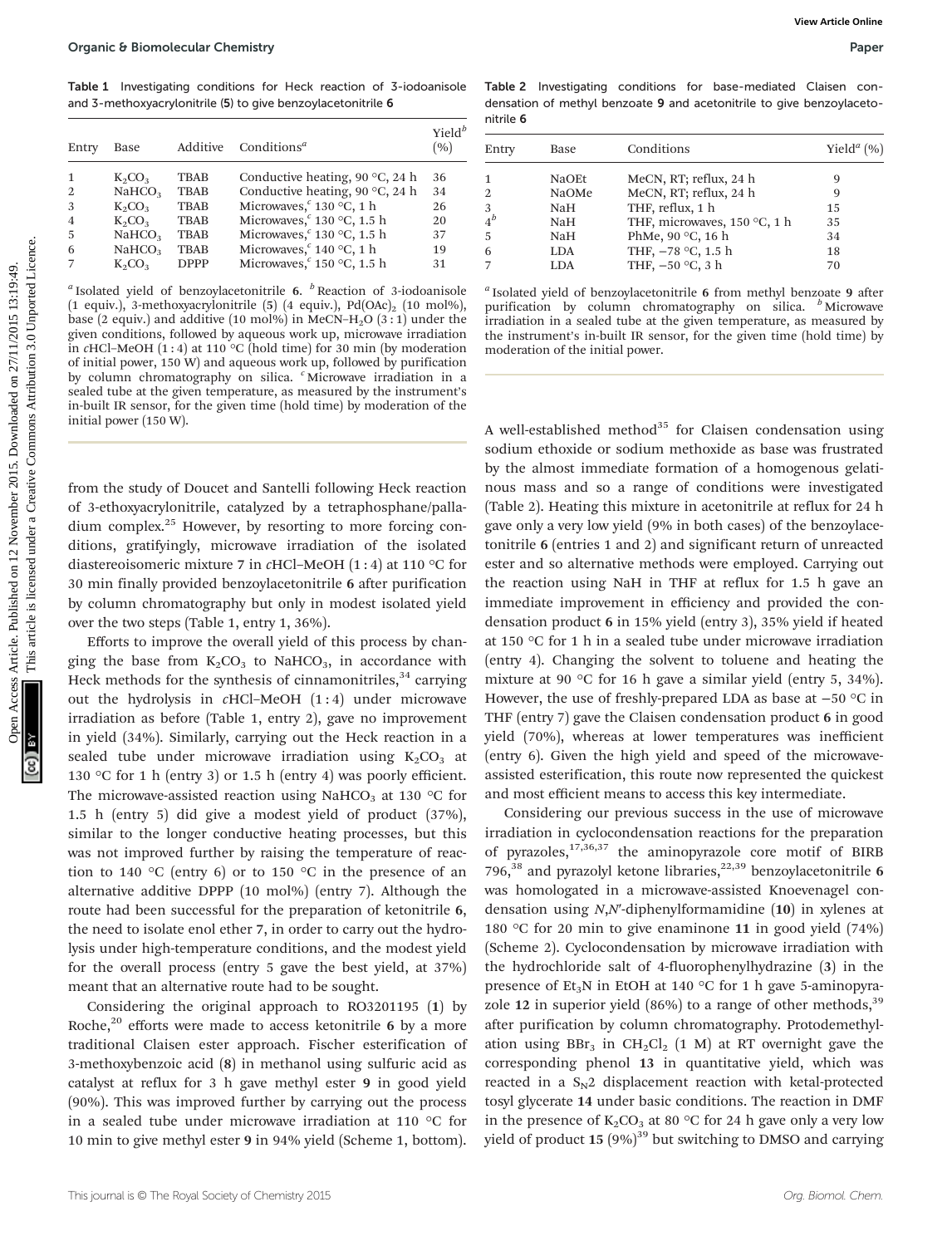Table 1 Investigating conditions for Heck reaction of 3-iodoanisole and 3-methoxyacrylonitrile (5) to give benzoylacetonitrile 6

| Entry | Base | Additive | Conditions[a] | Yield[b] (%) |
|---|---|---|---|---|
| 1 | $K_2CO_3$ | TBAB | Conductive heating, 90 °C, 24 h | 36 |
| 2 | $NaHCO_3$ | TBAB | Conductive heating, 90 °C, 24 h | 34 |
| 3 | $K_2CO_3$ | TBAB | Microwaves,[c] 130 °C, 1 h | 26 |
| 4 | $K_2CO_3$ | TBAB | Microwaves,[c] 130 °C, 1.5 h | 20 |
| 5 | $NaHCO_3$ | TBAB | Microwaves,[c] 130 °C, 1.5 h | 37 |
| 6 | $NaHCO_3$ | TBAB | Microwaves,[c] 140 °C, 1 h | 19 |
| 7 | $K_2CO_3$ | DPPP | Microwaves,[c] 150 °C, 1.5 h | 31 |

[a] Isolated yield of benzoylacetonitrile 6. [b] Reaction of 3-iodoanisole (1 equiv.), 3-methoxyacrylonitrile (5) (4 equiv.), $Pd(OAc)_2$ (10 mol%), base (2 equiv.) and additive (10 mol%) in $MeCN-H_2O$ (3 : 1) under the given conditions, followed by aqueous work up, microwave irradiation in *c*HCl–MeOH (1 : 4) at 110 °C (hold time) for 30 min (by moderation of initial power, 150 W) and aqueous work up, followed by purification by column chromatography on silica. [c] Microwave irradiation in a sealed tube at the given temperature, as measured by the instrument's in-built IR sensor, for the given time (hold time) by moderation of the initial power (150 W).

from the study of Doucet and Santelli following Heck reaction of 3-ethoxyacrylonitrile, catalyzed by a tetraphosphane/palladium complex.[25] However, by resorting to more forcing conditions, gratifyingly, microwave irradiation of the isolated diastereoisomeric mixture 7 in *c*HCl–MeOH (1 : 4) at 110 °C for 30 min finally provided benzoylacetonitrile 6 after purification by column chromatography but only in modest isolated yield over the two steps (Table 1, entry 1, 36%).

Efforts to improve the overall yield of this process by changing the base from $K_2CO_3$ to $NaHCO_3$, in accordance with Heck methods for the synthesis of cinnamonitriles,[34] carrying out the hydrolysis in *c*HCl–MeOH (1 : 4) under microwave irradiation as before (Table 1, entry 2), gave no improvement in yield (34%). Similarly, carrying out the Heck reaction in a sealed tube under microwave irradiation using $K_2CO_3$ at 130 °C for 1 h (entry 3) or 1.5 h (entry 4) was poorly efficient. The microwave-assisted reaction using $NaHCO_3$ at 130 °C for 1.5 h (entry 5) did give a modest yield of product (37%), similar to the longer conductive heating processes, but this was not improved further by raising the temperature of reaction to 140 °C (entry 6) or to 150 °C in the presence of an alternative additive DPPP (10 mol%) (entry 7). Although the route had been successful for the preparation of ketonitrile 6, the need to isolate enol ether 7, in order to carry out the hydrolysis under high-temperature conditions, and the modest yield for the overall process (entry 5 gave the best yield, at 37%) meant that an alternative route had to be sought.

Considering the original approach to RO3201195 (1) by Roche,[20] efforts were made to access ketonitrile 6 by a more traditional Claisen ester approach. Fischer esterification of 3-methoxybenzoic acid (8) in methanol using sulfuric acid as catalyst at reflux for 3 h gave methyl ester 9 in good yield (90%). This was improved further by carrying out the process in a sealed tube under microwave irradiation at 110 °C for 10 min to give methyl ester 9 in 94% yield (Scheme 1, bottom).

Table 2 Investigating conditions for base-mediated Claisen condensation of methyl benzoate 9 and acetonitrile to give benzoylacetonitrile 6

| Entry | Base | Conditions | Yield[a] (%) |
|---|---|---|---|
| 1 | NaOEt | MeCN, RT; reflux, 24 h | 9 |
| 2 | NaOMe | MeCN, RT; reflux, 24 h | 9 |
| 3 | NaH | THF, reflux, 1 h | 15 |
| 4[b] | NaH | THF, microwaves, 150 °C, 1 h | 35 |
| 5 | NaH | PhMe, 90 °C, 16 h | 34 |
| 6 | LDA | THF, −78 °C, 1.5 h | 18 |
| 7 | LDA | THF, −50 °C, 3 h | 70 |

[a] Isolated yield of benzoylacetonitrile 6 from methyl benzoate 9 after purification by column chromatography on silica. [b] Microwave irradiation in a sealed tube at the given temperature, as measured by the instrument's in-built IR sensor, for the given time (hold time) by moderation of the initial power.

A well-established method[35] for Claisen condensation using sodium ethoxide or sodium methoxide as base was frustrated by the almost immediate formation of a homogenous gelatinous mass and so a range of conditions were investigated (Table 2). Heating this mixture in acetonitrile at reflux for 24 h gave only a very low yield (9% in both cases) of the benzoylacetonitrile 6 (entries 1 and 2) and significant return of unreacted ester and so alternative methods were employed. Carrying out the reaction using NaH in THF at reflux for 1.5 h gave an immediate improvement in efficiency and provided the condensation product 6 in 15% yield (entry 3), 35% yield if heated at 150 °C for 1 h in a sealed tube under microwave irradiation (entry 4). Changing the solvent to toluene and heating the mixture at 90 °C for 16 h gave a similar yield (entry 5, 34%). However, the use of freshly-prepared LDA as base at −50 °C in THF (entry 7) gave the Claisen condensation product 6 in good yield (70%), whereas at lower temperatures was inefficient (entry 6). Given the high yield and speed of the microwave-assisted esterification, this route now represented the quickest and most efficient means to access this key intermediate.

Considering our previous success in the use of microwave irradiation in cyclocondensation reactions for the preparation of pyrazoles,[17,36,37] the aminopyrazole core motif of BIRB 796,[38] and pyrazolyl ketone libraries,[22,39] benzoylacetonitrile 6 was homologated in a microwave-assisted Knoevenagel condensation using *N*,*N*′-diphenylformamidine (10) in xylenes at 180 °C for 20 min to give enaminone 11 in good yield (74%) (Scheme 2). Cyclocondensation by microwave irradiation with the hydrochloride salt of 4-fluorophenylhydrazine (3) in the presence of $Et_3N$ in EtOH at 140 °C for 1 h gave 5-aminopyrazole 12 in superior yield (86%) to a range of other methods,[39] after purification by column chromatography. Protodemethylation using $BBr_3$ in $CH_2Cl_2$ (1 M) at RT overnight gave the corresponding phenol 13 in quantitative yield, which was reacted in a $S_N2$ displacement reaction with ketal-protected tosyl glycerate 14 under basic conditions. The reaction in DMF in the presence of $K_2CO_3$ at 80 °C for 24 h gave only a very low yield of product 15 (9%)[39] but switching to DMSO and carrying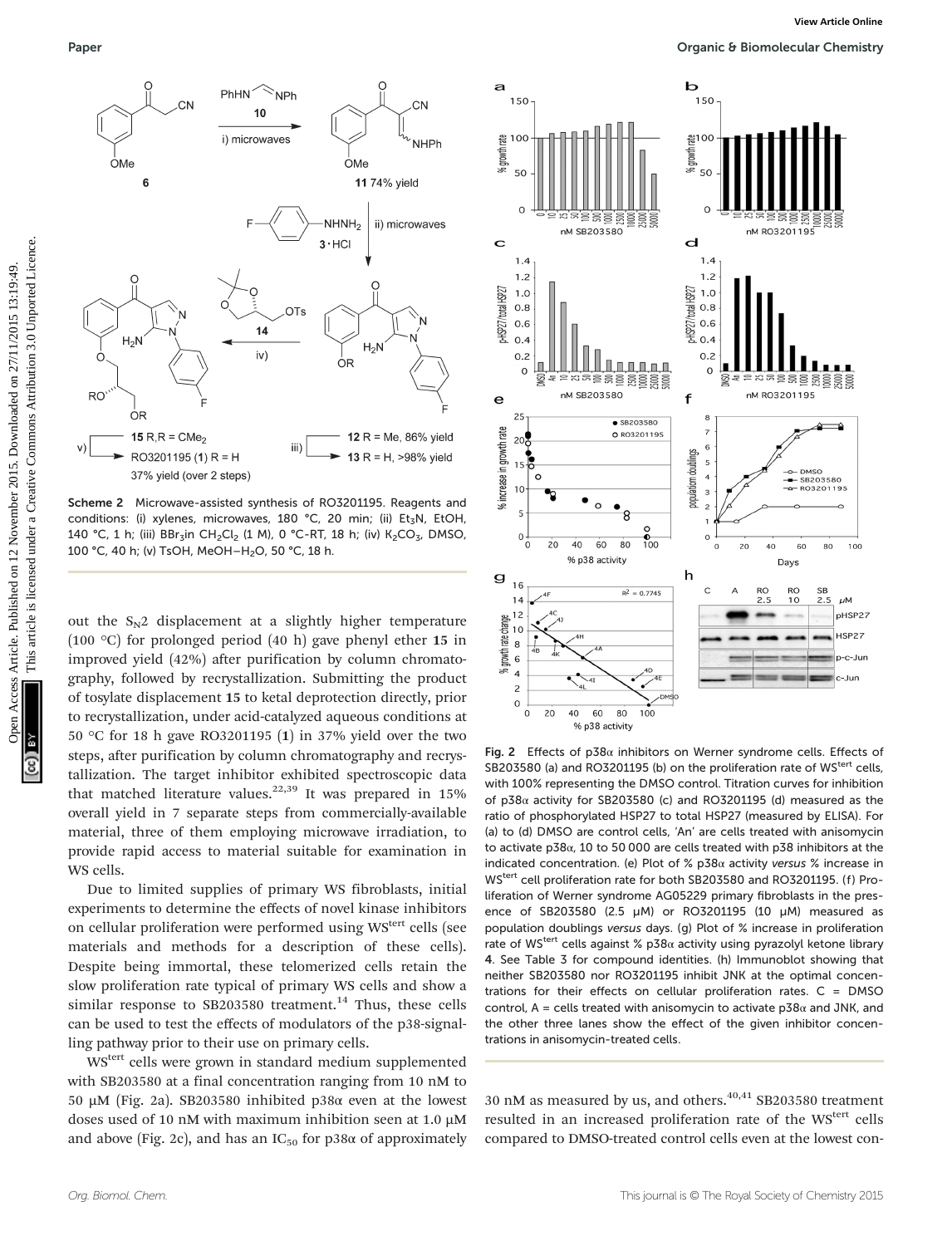**Scheme 2** Microwave-assisted synthesis of RO3201195. Reagents and conditions: (i) xylenes, microwaves, 180 °C, 20 min; (ii) $Et_3N$, EtOH, 140 °C, 1 h; (iii) $BBr_3$ in $CH_2Cl_2$ (1 M), 0 °C-RT, 18 h; (iv) $K_2CO_3$, DMSO, 100 °C, 40 h; (v) TsOH, MeOH–$H_2O$, 50 °C, 18 h.

out the $S_N2$ displacement at a slightly higher temperature (100 °C) for prolonged period (40 h) gave phenyl ether **15** in improved yield (42%) after purification by column chromatography, followed by recrystallization. Submitting the product of tosylate displacement **15** to ketal deprotection directly, prior to recrystallization, under acid-catalyzed aqueous conditions at 50 °C for 18 h gave RO3201195 (**1**) in 37% yield over the two steps, after purification by column chromatography and recrystallization. The target inhibitor exhibited spectroscopic data that matched literature values.[22,39] It was prepared in 15% overall yield in 7 separate steps from commercially-available material, three of them employing microwave irradiation, to provide rapid access to material suitable for examination in WS cells.

Due to limited supplies of primary WS fibroblasts, initial experiments to determine the effects of novel kinase inhibitors on cellular proliferation were performed using WS$^{tert}$ cells (see materials and methods for a description of these cells). Despite being immortal, these telomerized cells retain the slow proliferation rate typical of primary WS cells and show a similar response to SB203580 treatment.[14] Thus, these cells can be used to test the effects of modulators of the p38-signalling pathway prior to their use on primary cells.

WS$^{tert}$ cells were grown in standard medium supplemented with SB203580 at a final concentration ranging from 10 nM to 50 μM (Fig. 2a). SB203580 inhibited p38α even at the lowest doses used of 10 nM with maximum inhibition seen at 1.0 μM and above (Fig. 2c), and has an $IC_{50}$ for p38α of approximately 30 nM as measured by us, and others.[40,41] SB203580 treatment resulted in an increased proliferation rate of the WS$^{tert}$ cells compared to DMSO-treated control cells even at the lowest con-

**Fig. 2** Effects of p38α inhibitors on Werner syndrome cells. Effects of SB203580 (a) and RO3201195 (b) on the proliferation rate of WS$^{tert}$ cells, with 100% representing the DMSO control. Titration curves for inhibition of p38α activity for SB203580 (c) and RO3201195 (d) measured as the ratio of phosphorylated HSP27 to total HSP27 (measured by ELISA). For (a) to (d) DMSO are control cells, 'An' are cells treated with anisomycin to activate p38α, 10 to 50 000 are cells treated with p38 inhibitors at the indicated concentration. (e) Plot of % p38α activity *versus* % increase in WS$^{tert}$ cell proliferation rate for both SB203580 and RO3201195. (f) Proliferation of Werner syndrome AG05229 primary fibroblasts in the presence of SB203580 (2.5 μM) or RO3201195 (10 μM) measured as population doublings *versus* days. (g) Plot of % increase in proliferation rate of WS$^{tert}$ cells against % p38α activity using pyrazolyl ketone library **4**. See Table 3 for compound identities. (h) Immunoblot showing that neither SB203580 nor RO3201195 inhibit JNK at the optimal concentrations for their effects on cellular proliferation rates. C = DMSO control, A = cells treated with anisomycin to activate p38α and JNK, and the other three lanes show the effect of the given inhibitor concentrations in anisomycin-treated cells.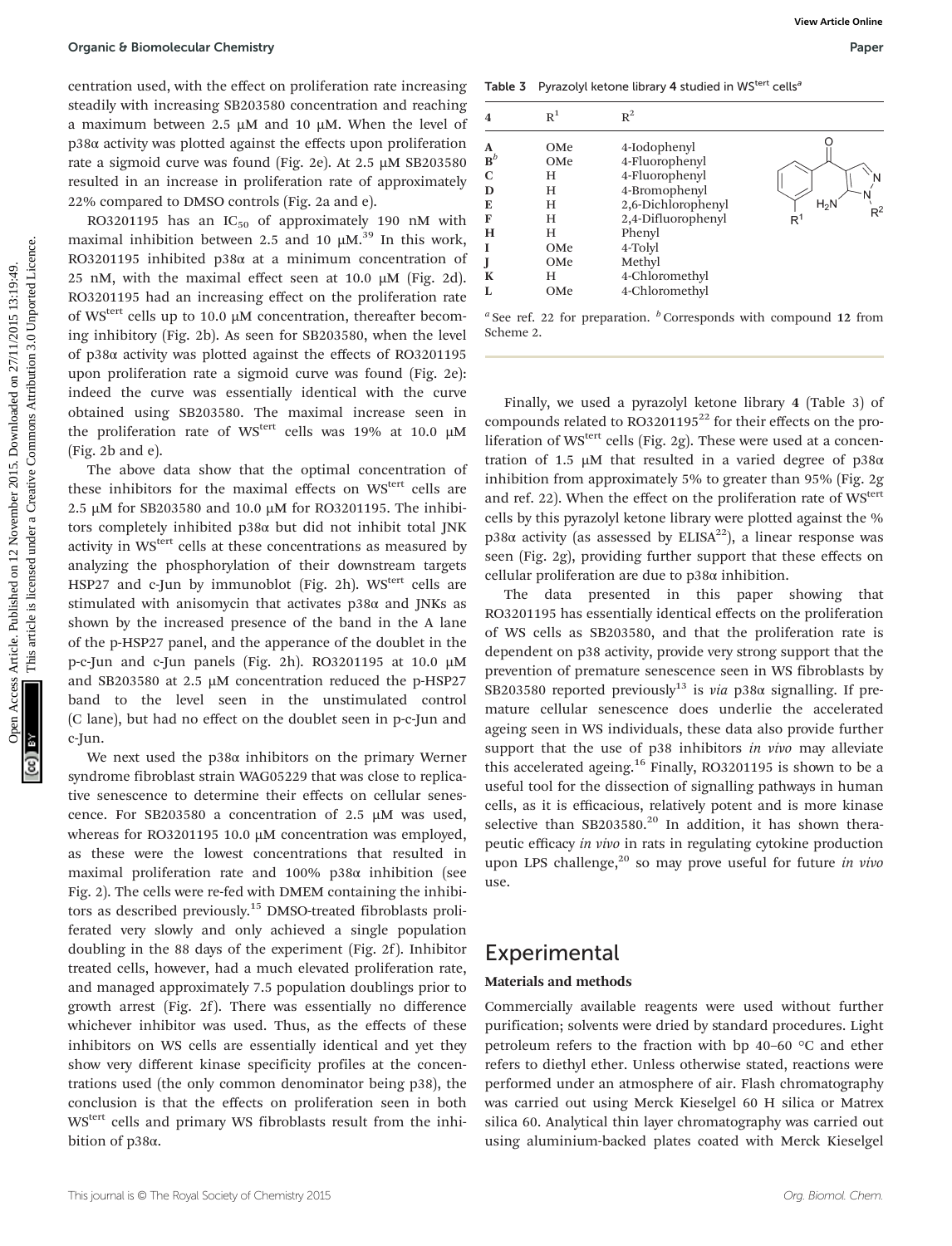centration used, with the effect on proliferation rate increasing steadily with increasing SB203580 concentration and reaching a maximum between 2.5 μM and 10 μM. When the level of p38α activity was plotted against the effects upon proliferation rate a sigmoid curve was found (Fig. 2e). At 2.5 μM SB203580 resulted in an increase in proliferation rate of approximately 22% compared to DMSO controls (Fig. 2a and e).

RO3201195 has an $IC_{50}$ of approximately 190 nM with maximal inhibition between 2.5 and 10 μM.[39] In this work, RO3201195 inhibited p38α at a minimum concentration of 25 nM, with the maximal effect seen at 10.0 μM (Fig. 2d). RO3201195 had an increasing effect on the proliferation rate of WS$^{tert}$ cells up to 10.0 μM concentration, thereafter becoming inhibitory (Fig. 2b). As seen for SB203580, when the level of p38α activity was plotted against the effects of RO3201195 upon proliferation rate a sigmoid curve was found (Fig. 2e): indeed the curve was essentially identical with the curve obtained using SB203580. The maximal increase seen in the proliferation rate of WS$^{tert}$ cells was 19% at 10.0 μM (Fig. 2b and e).

The above data show that the optimal concentration of these inhibitors for the maximal effects on WS$^{tert}$ cells are 2.5 μM for SB203580 and 10.0 μM for RO3201195. The inhibitors completely inhibited p38α but did not inhibit total JNK activity in WS$^{tert}$ cells at these concentrations as measured by analyzing the phosphorylation of their downstream targets HSP27 and c-Jun by immunoblot (Fig. 2h). WS$^{tert}$ cells are stimulated with anisomycin that activates p38α and JNKs as shown by the increased presence of the band in the A lane of the p-HSP27 panel, and the apperance of the doublet in the p-c-Jun and c-Jun panels (Fig. 2h). RO3201195 at 10.0 μM and SB203580 at 2.5 μM concentration reduced the p-HSP27 band to the level seen in the unstimulated control (C lane), but had no effect on the doublet seen in p-c-Jun and c-Jun.

We next used the p38α inhibitors on the primary Werner syndrome fibroblast strain WAG05229 that was close to replicative senescence to determine their effects on cellular senescence. For SB203580 a concentration of 2.5 μM was used, whereas for RO3201195 10.0 μM concentration was employed, as these were the lowest concentrations that resulted in maximal proliferation rate and 100% p38α inhibition (see Fig. 2). The cells were re-fed with DMEM containing the inhibitors as described previously.[15] DMSO-treated fibroblasts proliferated very slowly and only achieved a single population doubling in the 88 days of the experiment (Fig. 2f). Inhibitor treated cells, however, had a much elevated proliferation rate, and managed approximately 7.5 population doublings prior to growth arrest (Fig. 2f). There was essentially no difference whichever inhibitor was used. Thus, as the effects of these inhibitors on WS cells are essentially identical and yet they show very different kinase specificity profiles at the concentrations used (the only common denominator being p38), the conclusion is that the effects on proliferation seen in both WS$^{tert}$ cells and primary WS fibroblasts result from the inhibition of p38α.

Table 3 Pyrazolyl ketone library **4** studied in WS$^{tert}$ cells[a]

| **4** | $R^1$ | $R^2$ |
|---|---|---|
| **A** | OMe | 4-Iodophenyl |
| **B**[b] | OMe | 4-Fluorophenyl |
| **C** | H | 4-Fluorophenyl |
| **D** | H | 4-Bromophenyl |
| **E** | H | 2,6-Dichlorophenyl |
| **F** | H | 2,4-Difluorophenyl |
| **H** | H | Phenyl |
| **I** | OMe | 4-Tolyl |
| **J** | OMe | Methyl |
| **K** | H | 4-Chloromethyl |
| **L** | OMe | 4-Chloromethyl |

[a] See ref. 22 for preparation. [b] Corresponds with compound **12** from Scheme 2.

Finally, we used a pyrazolyl ketone library **4** (Table 3) of compounds related to RO3201195[22] for their effects on the proliferation of WS$^{tert}$ cells (Fig. 2g). These were used at a concentration of 1.5 μM that resulted in a varied degree of p38α inhibition from approximately 5% to greater than 95% (Fig. 2g and ref. 22). When the effect on the proliferation rate of WS$^{tert}$ cells by this pyrazolyl ketone library were plotted against the % p38α activity (as assessed by ELISA[22]), a linear response was seen (Fig. 2g), providing further support that these effects on cellular proliferation are due to p38α inhibition.

The data presented in this paper showing that RO3201195 has essentially identical effects on the proliferation of WS cells as SB203580, and that the proliferation rate is dependent on p38 activity, provide very strong support that the prevention of premature senescence seen in WS fibroblasts by SB203580 reported previously[13] is *via* p38α signalling. If premature cellular senescence does underlie the accelerated ageing seen in WS individuals, these data also provide further support that the use of p38 inhibitors *in vivo* may alleviate this accelerated ageing.[16] Finally, RO3201195 is shown to be a useful tool for the dissection of signalling pathways in human cells, as it is efficacious, relatively potent and is more kinase selective than SB203580.[20] In addition, it has shown therapeutic efficacy *in vivo* in rats in regulating cytokine production upon LPS challenge,[20] so may prove useful for future *in vivo* use.

## Experimental

### Materials and methods

Commercially available reagents were used without further purification; solvents were dried by standard procedures. Light petroleum refers to the fraction with bp 40–60 °C and ether refers to diethyl ether. Unless otherwise stated, reactions were performed under an atmosphere of air. Flash chromatography was carried out using Merck Kieselgel 60 H silica or Matrex silica 60. Analytical thin layer chromatography was carried out using aluminium-backed plates coated with Merck Kieselgel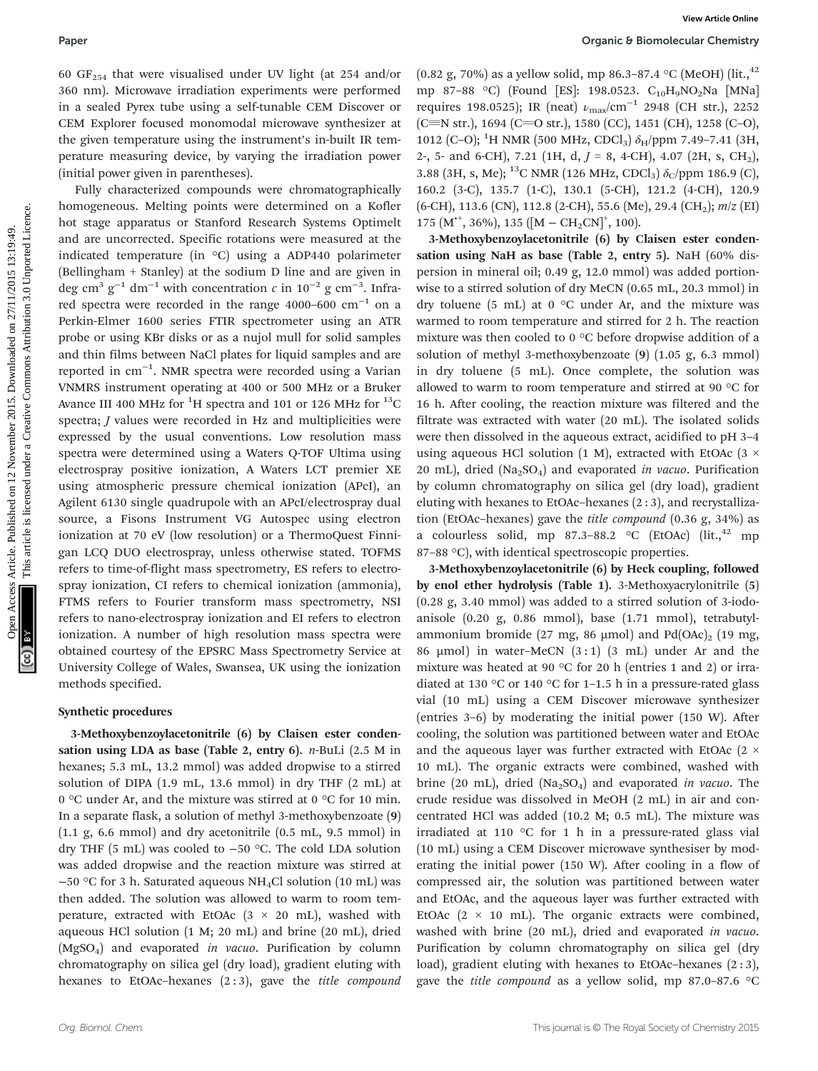60 $GF_{254}$ that were visualised under UV light (at 254 and/or 360 nm). Microwave irradiation experiments were performed in a sealed Pyrex tube using a self-tunable CEM Discover or CEM Explorer focused monomodal microwave synthesizer at the given temperature using the instrument's in-built IR temperature measuring device, by varying the irradiation power (initial power given in parentheses).

Fully characterized compounds were chromatographically homogeneous. Melting points were determined on a Kofler hot stage apparatus or Stanford Research Systems Optimelt and are uncorrected. Specific rotations were measured at the indicated temperature (in °C) using a ADP440 polarimeter (Bellingham + Stanley) at the sodium D line and are given in deg $cm^3$ $g^{-1}$ $dm^{-1}$ with concentration $c$ in $10^{-2}$ g $cm^{-3}$. Infrared spectra were recorded in the range 4000–600 $cm^{-1}$ on a Perkin-Elmer 1600 series FTIR spectrometer using an ATR probe or using KBr disks or as a nujol mull for solid samples and thin films between NaCl plates for liquid samples and are reported in $cm^{-1}$. NMR spectra were recorded using a Varian VNMRS instrument operating at 400 or 500 MHz or a Bruker Avance III 400 MHz for $^1H$ spectra and 101 or 126 MHz for $^{13}C$ spectra; $J$ values were recorded in Hz and multiplicities were expressed by the usual conventions. Low resolution mass spectra were determined using a Waters Q-TOF Ultima using electrospray positive ionization, A Waters LCT premier XE using atmospheric pressure chemical ionization (APcI), an Agilent 6130 single quadrupole with an APcI/electrospray dual source, a Fisons Instrument VG Autospec using electron ionization at 70 eV (low resolution) or a ThermoQuest Finnigan LCQ DUO electrospray, unless otherwise stated. TOFMS refers to time-of-flight mass spectrometry, ES refers to electrospray ionization, CI refers to chemical ionization (ammonia), FTMS refers to Fourier transform mass spectrometry, NSI refers to nano-electrospray ionization and EI refers to electron ionization. A number of high resolution mass spectra were obtained courtesy of the EPSRC Mass Spectrometry Service at University College of Wales, Swansea, UK using the ionization methods specified.

### Synthetic procedures

**3-Methoxybenzoylacetonitrile (6) by Claisen ester condensation using LDA as base (Table 2, entry 6).** *n*-BuLi (2.5 M in hexanes; 5.3 mL, 13.2 mmol) was added dropwise to a stirred solution of DIPA (1.9 mL, 13.6 mmol) in dry THF (2 mL) at 0 °C under Ar, and the mixture was stirred at 0 °C for 10 min. In a separate flask, a solution of methyl 3-methoxybenzoate (**9**) (1.1 g, 6.6 mmol) and dry acetonitrile (0.5 mL, 9.5 mmol) in dry THF (5 mL) was cooled to −50 °C. The cold LDA solution was added dropwise and the reaction mixture was stirred at −50 °C for 3 h. Saturated aqueous $NH_4Cl$ solution (10 mL) was then added. The solution was allowed to warm to room temperature, extracted with EtOAc (3 × 20 mL), washed with aqueous HCl solution (1 M; 20 mL) and brine (20 mL), dried ($MgSO_4$) and evaporated *in vacuo*. Purification by column chromatography on silica gel (dry load), gradient eluting with hexanes to EtOAc–hexanes (2 : 3), gave the *title compound* (0.82 g, 70%) as a yellow solid, mp 86.3–87.4 °C (MeOH) (lit.,[42] mp 87–88 °C) (Found [ES]: 198.0523. $C_{10}H_9NO_2Na$ [MNa] requires 198.0525); IR (neat) $\nu_{max}$/$cm^{-1}$ 2948 (CH str.), 2252 (C≡N str.), 1694 (C=O str.), 1580 (CC), 1451 (CH), 1258 (C–O), 1012 (C–O); $^1H$ NMR (500 MHz, $CDCl_3$) $\delta_H$/ppm 7.49–7.41 (3H, 2-, 5- and 6-CH), 7.21 (1H, d, $J$ = 8, 4-CH), 4.07 (2H, s, $CH_2$), 3.88 (3H, s, Me); $^{13}C$ NMR (126 MHz, $CDCl_3$) $\delta_C$/ppm 186.9 (C), 160.2 (3-C), 135.7 (1-C), 130.1 (5-CH), 121.2 (4-CH), 120.9 (6-CH), 113.6 (CN), 112.8 (2-CH), 55.6 (Me), 29.4 ($CH_2$); $m/z$ (EI) 175 ($M^{+\bullet}$, 36%), 135 ($[M - CH_2CN]^+$, 100).

**3-Methoxybenzoylacetonitrile (6) by Claisen ester condensation using NaH as base (Table 2, entry 5).** NaH (60% dispersion in mineral oil; 0.49 g, 12.0 mmol) was added portionwise to a stirred solution of dry MeCN (0.65 mL, 20.3 mmol) in dry toluene (5 mL) at 0 °C under Ar, and the mixture was warmed to room temperature and stirred for 2 h. The reaction mixture was then cooled to 0 °C before dropwise addition of a solution of methyl 3-methoxybenzoate (**9**) (1.05 g, 6.3 mmol) in dry toluene (5 mL). Once complete, the solution was allowed to warm to room temperature and stirred at 90 °C for 16 h. After cooling, the reaction mixture was filtered and the filtrate was extracted with water (20 mL). The isolated solids were then dissolved in the aqueous extract, acidified to pH 3–4 using aqueous HCl solution (1 M), extracted with EtOAc (3 × 20 mL), dried ($Na_2SO_4$) and evaporated *in vacuo*. Purification by column chromatography on silica gel (dry load), gradient eluting with hexanes to EtOAc–hexanes (2 : 3), and recrystallization (EtOAc–hexanes) gave the *title compound* (0.36 g, 34%) as a colourless solid, mp 87.3–88.2 °C (EtOAc) (lit.,[42] mp 87–88 °C), with identical spectroscopic properties.

**3-Methoxybenzoylacetonitrile (6) by Heck coupling, followed by enol ether hydrolysis (Table 1).** 3-Methoxyacrylonitrile (**5**) (0.28 g, 3.40 mmol) was added to a stirred solution of 3-iodoanisole (0.20 g, 0.86 mmol), base (1.71 mmol), tetrabutylammonium bromide (27 mg, 86 μmol) and $Pd(OAc)_2$ (19 mg, 86 μmol) in water–MeCN (3 : 1) (3 mL) under Ar and the mixture was heated at 90 °C for 20 h (entries 1 and 2) or irradiated at 130 °C or 140 °C for 1–1.5 h in a pressure-rated glass vial (10 mL) using a CEM Discover microwave synthesizer (entries 3–6) by moderating the initial power (150 W). After cooling, the solution was partitioned between water and EtOAc and the aqueous layer was further extracted with EtOAc (2 × 10 mL). The organic extracts were combined, washed with brine (20 mL), dried ($Na_2SO_4$) and evaporated *in vacuo*. The crude residue was dissolved in MeOH (2 mL) in air and concentrated HCl was added (10.2 M; 0.5 mL). The mixture was irradiated at 110 °C for 1 h in a pressure-rated glass vial (10 mL) using a CEM Discover microwave synthesiser by moderating the initial power (150 W). After cooling in a flow of compressed air, the solution was partitioned between water and EtOAc, and the aqueous layer was further extracted with EtOAc (2 × 10 mL). The organic extracts were combined, washed with brine (20 mL), dried and evaporated *in vacuo*. Purification by column chromatography on silica gel (dry load), gradient eluting with hexanes to EtOAc–hexanes (2 : 3), gave the *title compound* as a yellow solid, mp 87.0–87.6 °C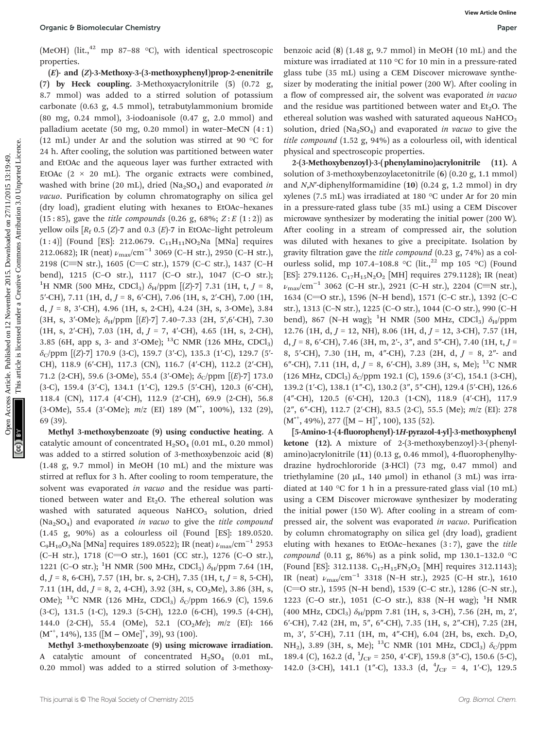(MeOH) (lit.,[42] mp 87–88 °C), with identical spectroscopic properties.

***(E)*- and *(Z)*-3-Methoxy-3-(3-methoxyphenyl)prop-2-enenitrile (7) by Heck coupling.** 3-Methoxyacrylonitrile (**5**) (0.72 g, 8.7 mmol) was added to a stirred solution of potassium carbonate (0.63 g, 4.5 mmol), tetrabutylammonium bromide (80 mg, 0.24 mmol), 3-iodoanisole (0.47 g, 2.0 mmol) and palladium acetate (50 mg, 0.20 mmol) in water–MeCN (4 : 1) (12 mL) under Ar and the solution was stirred at 90 °C for 24 h. After cooling, the solution was partitioned between water and EtOAc and the aqueous layer was further extracted with EtOAc (2 × 20 mL). The organic extracts were combined, washed with brine (20 mL), dried ($Na_2SO_4$) and evaporated *in vacuo*. Purification by column chromatography on silica gel (dry load), gradient eluting with hexanes to EtOAc–hexanes (15 : 85), gave the *title compounds* (0.26 g, 68%; *Z* : *E* (1 : 2)) as yellow oils [$R_f$ 0.5 (*Z*)-**7** and 0.3 (*E*)-**7** in EtOAc–light petroleum (1 : 4)] (Found [ES]: 212.0679. $C_{11}H_{11}NO_2Na$ [MNa] requires 212.0682); IR (neat) $\nu_{max}$/cm$^{-1}$ 3069 (C–H str.), 2950 (C–H str.), 2198 (C≡N str.), 1605 (C=C str.), 1579 (C–C str.), 1437 (C–H bend), 1215 (C–O str.), 1117 (C–O str.), 1047 (C–O str.); $^1$H NMR (500 MHz, $CDCl_3$) $\delta_H$/ppm [(*Z*)-**7**] 7.31 (1H, t, *J* = 8, 5′-CH), 7.11 (1H, d, *J* = 8, 6′-CH), 7.06 (1H, s, 2′-CH), 7.00 (1H, d, *J* = 8, 3′-CH), 4.96 (1H, s, 2-CH), 4.24 (3H, s, 3-OMe), 3.84 (3H, s, 3′-OMe); $\delta_H$/ppm [(*E*)-**7**] 7.40–7.33 (2H, 5′,6′-CH), 7.30 (1H, s, 2′-CH), 7.03 (1H, d, *J* = 7, 4′-CH), 4.65 (1H, s, 2-CH), 3.85 (6H, app s, 3- and 3′-OMe); $^{13}$C NMR (126 MHz, $CDCl_3$) $\delta_C$/ppm [(*Z*)-**7**] 170.9 (3-C), 159.7 (3′-C), 135.3 (1′-C), 129.7 (5′-CH), 118.9 (6′-CH), 117.3 (CN), 116.7 (4′-CH), 112.2 (2′-CH), 71.2 (2-CH), 59.6 (3-OMe), 55.4 (3′-OMe); $\delta_C$/ppm [(*E*)-**7**] 173.0 (3-C), 159.4 (3′-C), 134.1 (1′-C), 129.5 (5′-CH), 120.3 (6′-CH), 118.4 (CN), 117.4 (4′-CH), 112.9 (2′-CH), 69.9 (2-CH), 56.8 (3-OMe), 55.4 (3′-OMe); *m/z* (EI) 189 ($M^{•+}$, 100%), 132 (29), 69 (39).

**Methyl 3-methoxybenzoate (9) using conductive heating.** A catalytic amount of concentrated $H_2SO_4$ (0.01 mL, 0.20 mmol) was added to a stirred solution of 3-methoxybenzoic acid (**8**) (1.48 g, 9.7 mmol) in MeOH (10 mL) and the mixture was stirred at reflux for 3 h. After cooling to room temperature, the solvent was evaporated *in vacuo* and the residue was partitioned between water and $Et_2O$. The ethereal solution was washed with saturated aqueous $NaHCO_3$ solution, dried ($Na_2SO_4$) and evaporated *in vacuo* to give the *title compound* (1.45 g, 90%) as a colourless oil (Found [ES]: 189.0520. $C_9H_{10}O_3Na$ [MNa] requires 189.0522); IR (neat) $\nu_{max}$/cm$^{-1}$ 2953 (C–H str.), 1718 (C=O str.), 1601 (CC str.), 1276 (C–O str.), 1221 (C–O str.); $^1$H NMR (500 MHz, $CDCl_3$) $\delta_H$/ppm 7.64 (1H, d, *J* = 8, 6-CH), 7.57 (1H, br. s, 2-CH), 7.35 (1H, t, *J* = 8, 5-CH), 7.11 (1H, dd, *J* = 8, 2, 4-CH), 3.92 (3H, s, $CO_2$Me), 3.86 (3H, s, OMe); $^{13}$C NMR (126 MHz, $CDCl_3$) $\delta_C$/ppm 166.9 (C), 159.6 (3-C), 131.5 (1-C), 129.3 (5-CH), 122.0 (6-CH), 199.5 (4-CH), 144.0 (2-CH), 55.4 (OMe), 52.1 ($CO_2$*Me*); *m/z* (EI): 166 ($M^{•+}$, 14%), 135 ([M − OMe]$^+$, 39), 93 (100).

**Methyl 3-methoxybenzoate (9) using microwave irradiation.** A catalytic amount of concentrated $H_2SO_4$ (0.01 mL, 0.20 mmol) was added to a stirred solution of 3-methoxybenzoic acid (**8**) (1.48 g, 9.7 mmol) in MeOH (10 mL) and the mixture was irradiated at 110 °C for 10 min in a pressure-rated glass tube (35 mL) using a CEM Discover microwave synthesizer by moderating the initial power (200 W). After cooling in a flow of compressed air, the solvent was evaporated *in vacuo* and the residue was partitioned between water and $Et_2O$. The ethereal solution was washed with saturated aqueous $NaHCO_3$ solution, dried ($Na_2SO_4$) and evaporated *in vacuo* to give the *title compound* (1.52 g, 94%) as a colourless oil, with identical physical and spectroscopic properties.

**2-(3-Methoxybenzoyl)-3-(phenylamino)acrylonitrile (11).** A solution of 3-methoxybenzoylacetonitrile (**6**) (0.20 g, 1.1 mmol) and *N*,*N*′-diphenylformamidine (**10**) (0.24 g, 1.2 mmol) in dry xylenes (7.5 mL) was irradiated at 180 °C under Ar for 20 min in a pressure-rated glass tube (35 mL) using a CEM Discover microwave synthesizer by moderating the initial power (200 W). After cooling in a stream of compressed air, the solution was diluted with hexanes to give a precipitate. Isolation by gravity filtration gave the *title compound* (0.23 g, 74%) as a colourless solid, mp 107.4–108.8 °C (lit.,[22] mp 105 °C) (Found [ES]: 279.1126. $C_{17}H_{15}N_2O_2$ [MH] requires 279.1128); IR (neat) $\nu_{max}$/cm$^{-1}$ 3062 (C–H str.), 2921 (C–H str.), 2204 (C≡N str.), 1634 (C=O str.), 1596 (N–H bend), 1571 (C–C str.), 1392 (C–C str.), 1313 (C–N str.), 1225 (C–O str.), 1044 (C–O str.), 990 (C–H bend), 867 (N–H wag); $^1$H NMR (500 MHz, $CDCl_3$) $\delta_H$/ppm 12.76 (1H, d, *J* = 12, NH), 8.06 (1H, d, *J* = 12, 3-CH), 7.57 (1H, d, *J* = 8, 6′-CH), 7.46 (3H, m, 2′-, 3″, and 5″-CH), 7.40 (1H, t, *J* = 8, 5′-CH), 7.30 (1H, m, 4″-CH), 7.23 (2H, d, *J* = 8, 2″- and 6″-CH), 7.11 (1H, d, *J* = 8, 6′-CH), 3.89 (3H, s, Me); $^{13}$C NMR (126 MHz, $CDCl_3$) $\delta_C$/ppm 192.1 (C), 159.6 (3′-C), 154.1 (3-CH), 139.2 (1′-C), 138.1 (1″-C), 130.2 (3″, 5″-CH), 129.4 (5′-CH), 126.6 (4″-CH), 120.5 (6′-CH), 120.3 (1-CN), 118.9 (4′-CH), 117.9 (2″, 6″-CH), 112.7 (2′-CH), 83.5 (2-C), 55.5 (Me); *m/z* (EI): 278 ($M^{•+}$, 49%), 277 ([M − H]$^+$, 100), 135 (52).

**[5-Amino-1-(4-fluorophenyl)-1*H*-pyrazol-4-yl]-3-methoxyphenyl ketone (12).** A mixture of 2-(3-methoxybenzoyl)-3-(phenylamino)acrylonitrile (**11**) (0.13 g, 0.46 mmol), 4-fluorophenylhydrazine hydrochlororide (**3**·HCl) (73 mg, 0.47 mmol) and triethylamine (20 μL, 140 μmol) in ethanol (3 mL) was irradiated at 140 °C for 1 h in a pressure-rated glass vial (10 mL) using a CEM Discover microwave synthesizer by moderating the initial power (150 W). After cooling in a stream of compressed air, the solvent was evaporated *in vacuo*. Purification by column chromatography on silica gel (dry load), gradient eluting with hexanes to EtOAc–hexanes (3 : 7), gave the *title compound* (0.11 g, 86%) as a pink solid, mp 130.1–132.0 °C (Found [ES]: 312.1138. $C_{17}H_{15}FN_3O_2$ [MH] requires 312.1143); IR (neat) $\nu_{max}$/cm$^{-1}$ 3318 (N–H str.), 2925 (C–H str.), 1610 (C=O str.), 1595 (N–H bend), 1539 (C–C str.), 1286 (C–N str.), 1223 (C–O str.), 1051 (C–O str.), 838 (N–H wag); $^1$H NMR (400 MHz, $CDCl_3$) $\delta_H$/ppm 7.81 (1H, s, 3-CH), 7.56 (2H, m, 2′, 6′-CH), 7.42 (2H, m, 5″, 6″-CH), 7.35 (1H, s, 2″-CH), 7.25 (2H, m, 3′, 5′-CH), 7.11 (1H, m, 4″-CH), 6.04 (2H, bs, exch. $D_2O$, $NH_2$), 3.89 (3H, s, Me); $^{13}$C NMR (101 MHz, $CDCl_3$) $\delta_C$/ppm 189.4 (C), 162.2 (d, $^1J_{CF}$ = 250, 4′-CF), 159.8 (3″-C), 150.6 (5-C), 142.0 (3-CH), 141.1 (1″-C), 133.3 (d, $^4J_{CF}$ = 4, 1′-C), 129.5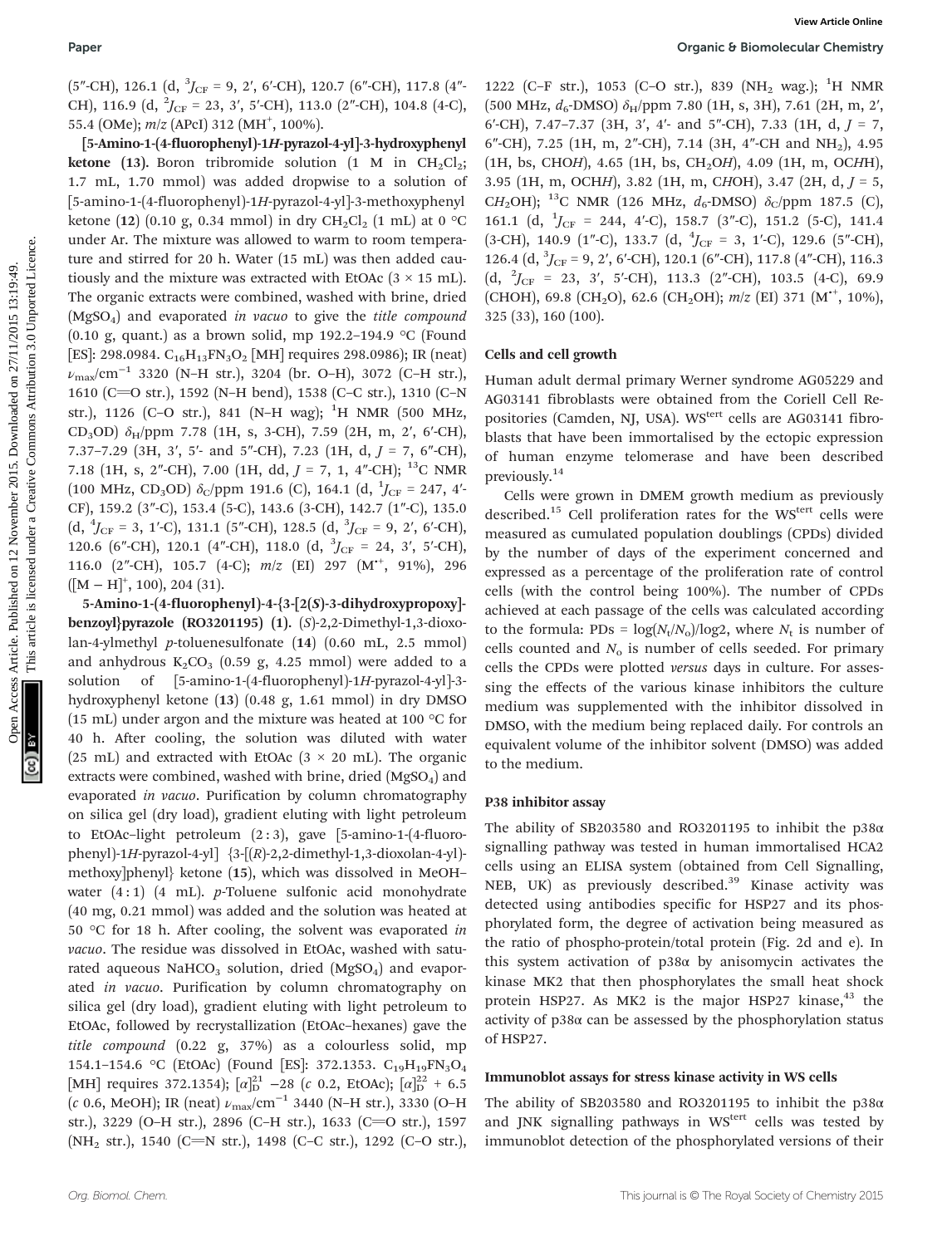(5″-CH), 126.1 (d, $^3J_{CF}$ = 9, 2′, 6′-CH), 120.7 (6″-CH), 117.8 (4″-CH), 116.9 (d, $^2J_{CF}$ = 23, 3′, 5′-CH), 113.0 (2″-CH), 104.8 (4-C), 55.4 (OMe); *m*/*z* (APcI) 312 ($MH^+$, 100%).

**[5-Amino-1-(4-fluorophenyl)-1*H*-pyrazol-4-yl]-3-hydroxyphenyl ketone (13).** Boron tribromide solution (1 M in $CH_2Cl_2$; 1.7 mL, 1.70 mmol) was added dropwise to a solution of [5-amino-1-(4-fluorophenyl)-1*H*-pyrazol-4-yl]-3-methoxyphenyl ketone (**12**) (0.10 g, 0.34 mmol) in dry $CH_2Cl_2$ (1 mL) at 0 °C under Ar. The mixture was allowed to warm to room temperature and stirred for 20 h. Water (15 mL) was then added cautiously and the mixture was extracted with EtOAc (3 × 15 mL). The organic extracts were combined, washed with brine, dried ($MgSO_4$) and evaporated *in vacuo* to give the *title compound* (0.10 g, quant.) as a brown solid, mp 192.2–194.9 °C (Found [ES]: 298.0984. $C_{16}H_{13}FN_3O_2$ [MH] requires 298.0986); IR (neat) $\nu_{max}$/cm$^{-1}$ 3320 (N–H str.), 3204 (br. O–H), 3072 (C–H str.), 1610 (C=O str.), 1592 (N–H bend), 1538 (C–C str.), 1310 (C–N str.), 1126 (C–O str.), 841 (N–H wag); $^1$H NMR (500 MHz, $CD_3OD$) $\delta_H$/ppm 7.78 (1H, s, 3-CH), 7.59 (2H, m, 2′, 6′-CH), 7.37–7.29 (3H, 3′, 5′- and 5″-CH), 7.23 (1H, d, *J* = 7, 6″-CH), 7.18 (1H, s, 2″-CH), 7.00 (1H, dd, *J* = 7, 1, 4″-CH); $^{13}$C NMR (100 MHz, $CD_3OD$) $\delta_C$/ppm 191.6 (C), 164.1 (d, $^1J_{CF}$ = 247, 4′-CF), 159.2 (3″-C), 153.4 (5-C), 143.6 (3-CH), 142.7 (1″-C), 135.0 (d, $^4J_{CF}$ = 3, 1′-C), 131.1 (5″-CH), 128.5 (d, $^3J_{CF}$ = 9, 2′, 6′-CH), 120.6 (6″-CH), 120.1 (4″-CH), 118.0 (d, $^3J_{CF}$ = 24, 3′, 5′-CH), 116.0 (2″-CH), 105.7 (4-C); *m*/*z* (EI) 297 ($M^{+\cdot}$, 91%), 296 ($[M - H]^+$, 100), 204 (31).

**5-Amino-1-(4-fluorophenyl)-4-{3-[2(*S*)-3-dihydroxypropoxy]-benzoyl}pyrazole (RO3201195) (1).** (*S*)-2,2-Dimethyl-1,3-dioxolan-4-ylmethyl *p*-toluenesulfonate (**14**) (0.60 mL, 2.5 mmol) and anhydrous $K_2CO_3$ (0.59 g, 4.25 mmol) were added to a solution of [5-amino-1-(4-fluorophenyl)-1*H*-pyrazol-4-yl]-3-hydroxyphenyl ketone (**13**) (0.48 g, 1.61 mmol) in dry DMSO (15 mL) under argon and the mixture was heated at 100 °C for 40 h. After cooling, the solution was diluted with water (25 mL) and extracted with EtOAc (3 × 20 mL). The organic extracts were combined, washed with brine, dried ($MgSO_4$) and evaporated *in vacuo*. Purification by column chromatography on silica gel (dry load), gradient eluting with light petroleum to EtOAc–light petroleum (2 : 3), gave [5-amino-1-(4-fluorophenyl)-1*H*-pyrazol-4-yl] {3-[(*R*)-2,2-dimethyl-1,3-dioxolan-4-yl)-methoxy]phenyl} ketone (**15**), which was dissolved in MeOH–water (4 : 1) (4 mL). *p*-Toluene sulfonic acid monohydrate (40 mg, 0.21 mmol) was added and the solution was heated at 50 °C for 18 h. After cooling, the solvent was evaporated *in vacuo*. The residue was dissolved in EtOAc, washed with saturated aqueous $NaHCO_3$ solution, dried ($MgSO_4$) and evaporated *in vacuo*. Purification by column chromatography on silica gel (dry load), gradient eluting with light petroleum to EtOAc, followed by recrystallization (EtOAc–hexanes) gave the *title compound* (0.22 g, 37%) as a colourless solid, mp 154.1–154.6 °C (EtOAc) (Found [ES]: 372.1353. $C_{19}H_{19}FN_3O_4$ [MH] requires 372.1354); $[\alpha]_D^{21}$ −28 (*c* 0.2, EtOAc); $[\alpha]_D^{22}$ + 6.5 (*c* 0.6, MeOH); IR (neat) $\nu_{max}$/cm$^{-1}$ 3440 (N–H str.), 3330 (O–H str.), 3229 (O–H str.), 2896 (C–H str.), 1633 (C=O str.), 1597 ($NH_2$ str.), 1540 (C=N str.), 1498 (C–C str.), 1292 (C–O str.), 1222 (C–F str.), 1053 (C–O str.), 839 ($NH_2$ wag.); $^1$H NMR (500 MHz, $d_6$-DMSO) $\delta_H$/ppm 7.80 (1H, s, 3H), 7.61 (2H, m, 2′, 6′-CH), 7.47–7.37 (3H, 3′, 4′- and 5″-CH), 7.33 (1H, d, *J* = 7, 6″-CH), 7.25 (1H, m, 2″-CH), 7.14 (3H, 4″-CH and $NH_2$), 4.95 (1H, bs, CHO*H*), 4.65 (1H, bs, $CH_2OH$), 4.09 (1H, m, OC*H*H), 3.95 (1H, m, OCH*H*), 3.82 (1H, m, C*H*OH), 3.47 (2H, d, *J* = 5, $CH_2OH$); $^{13}$C NMR (126 MHz, $d_6$-DMSO) $\delta_C$/ppm 187.5 (C), 161.1 (d, $^1J_{CF}$ = 244, 4′-C), 158.7 (3″-C), 151.2 (5-C), 141.4 (3-CH), 140.9 (1″-C), 133.7 (d, $^4J_{CF}$ = 3, 1′-C), 129.6 (5″-CH), 126.4 (d, $^3J_{CF}$ = 9, 2′, 6′-CH), 120.1 (6″-CH), 117.8 (4″-CH), 116.3 (d, $^2J_{CF}$ = 23, 3′, 5′-CH), 113.3 (2″-CH), 103.5 (4-C), 69.9 (CHOH), 69.8 ($CH_2O$), 62.6 ($CH_2OH$); *m*/*z* (EI) 371 ($M^{+\cdot}$, 10%), 325 (33), 160 (100).

### Cells and cell growth

Human adult dermal primary Werner syndrome AG05229 and AG03141 fibroblasts were obtained from the Coriell Cell Repositories (Camden, NJ, USA). WS$^{tert}$ cells are AG03141 fibroblasts that have been immortalised by the ectopic expression of human enzyme telomerase and have been described previously.[14]

Cells were grown in DMEM growth medium as previously described.[15] Cell proliferation rates for the WS$^{tert}$ cells were measured as cumulated population doublings (CPDs) divided by the number of days of the experiment concerned and expressed as a percentage of the proliferation rate of control cells (with the control being 100%). The number of CPDs achieved at each passage of the cells was calculated according to the formula: PDs = $\log(N_t/N_o)/\log 2$, where $N_t$ is number of cells counted and $N_o$ is number of cells seeded. For primary cells the CPDs were plotted *versus* days in culture. For assessing the effects of the various kinase inhibitors the culture medium was supplemented with the inhibitor dissolved in DMSO, with the medium being replaced daily. For controls an equivalent volume of the inhibitor solvent (DMSO) was added to the medium.

### P38 inhibitor assay

The ability of SB203580 and RO3201195 to inhibit the p38α signalling pathway was tested in human immortalised HCA2 cells using an ELISA system (obtained from Cell Signalling, NEB, UK) as previously described.[39] Kinase activity was detected using antibodies specific for HSP27 and its phosphorylated form, the degree of activation being measured as the ratio of phospho-protein/total protein (Fig. 2d and e). In this system activation of p38α by anisomycin activates the kinase MK2 that then phosphorylates the small heat shock protein HSP27. As MK2 is the major HSP27 kinase,[43] the activity of p38α can be assessed by the phosphorylation status of HSP27.

### Immunoblot assays for stress kinase activity in WS cells

The ability of SB203580 and RO3201195 to inhibit the p38α and JNK signalling pathways in WS$^{tert}$ cells was tested by immunoblot detection of the phosphorylated versions of their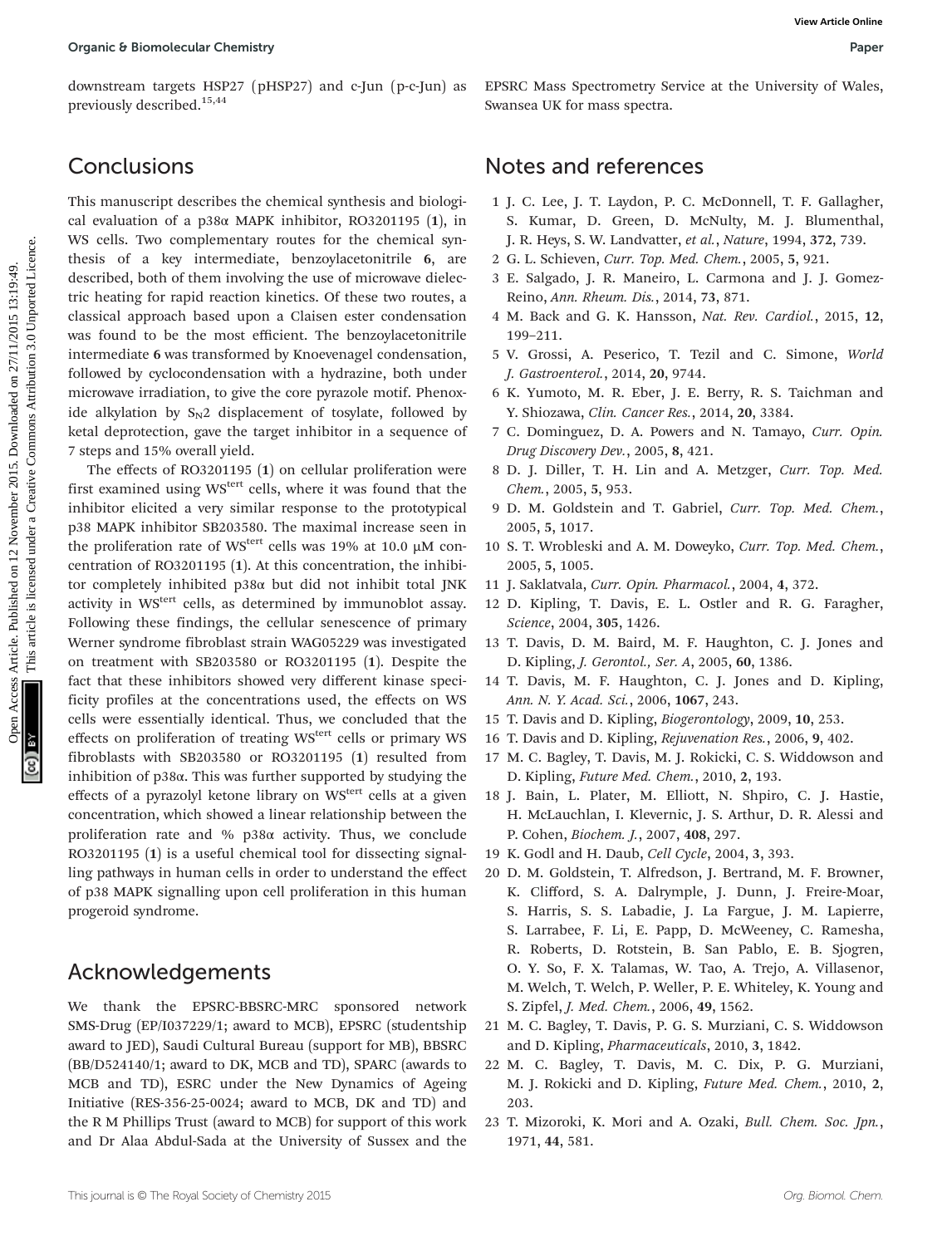downstream targets HSP27 (pHSP27) and c-Jun (p-c-Jun) as previously described.[15,44]

## Conclusions

This manuscript describes the chemical synthesis and biological evaluation of a p38α MAPK inhibitor, RO3201195 (**1**), in WS cells. Two complementary routes for the chemical synthesis of a key intermediate, benzoylacetonitrile **6**, are described, both of them involving the use of microwave dielectric heating for rapid reaction kinetics. Of these two routes, a classical approach based upon a Claisen ester condensation was found to be the most efficient. The benzoylacetonitrile intermediate **6** was transformed by Knoevenagel condensation, followed by cyclocondensation with a hydrazine, both under microwave irradiation, to give the core pyrazole motif. Phenoxide alkylation by $S_N2$ displacement of tosylate, followed by ketal deprotection, gave the target inhibitor in a sequence of 7 steps and 15% overall yield.

The effects of RO3201195 (**1**) on cellular proliferation were first examined using WS$^{tert}$ cells, where it was found that the inhibitor elicited a very similar response to the prototypical p38 MAPK inhibitor SB203580. The maximal increase seen in the proliferation rate of WS$^{tert}$ cells was 19% at 10.0 μM concentration of RO3201195 (**1**). At this concentration, the inhibitor completely inhibited p38α but did not inhibit total JNK activity in WS$^{tert}$ cells, as determined by immunoblot assay. Following these findings, the cellular senescence of primary Werner syndrome fibroblast strain WAG05229 was investigated on treatment with SB203580 or RO3201195 (**1**). Despite the fact that these inhibitors showed very different kinase specificity profiles at the concentrations used, the effects on WS cells were essentially identical. Thus, we concluded that the effects on proliferation of treating WS$^{tert}$ cells or primary WS fibroblasts with SB203580 or RO3201195 (**1**) resulted from inhibition of p38α. This was further supported by studying the effects of a pyrazolyl ketone library on WS$^{tert}$ cells at a given concentration, which showed a linear relationship between the proliferation rate and % p38α activity. Thus, we conclude RO3201195 (**1**) is a useful chemical tool for dissecting signalling pathways in human cells in order to understand the effect of p38 MAPK signalling upon cell proliferation in this human progeroid syndrome.

## Acknowledgements

We thank the EPSRC-BBSRC-MRC sponsored network SMS-Drug (EP/I037229/1; award to MCB), EPSRC (studentship award to JED), Saudi Cultural Bureau (support for MB), BBSRC (BB/D524140/1; award to DK, MCB and TD), SPARC (awards to MCB and TD), ESRC under the New Dynamics of Ageing Initiative (RES-356-25-0024; award to MCB, DK and TD) and the R M Phillips Trust (award to MCB) for support of this work and Dr Alaa Abdul-Sada at the University of Sussex and the EPSRC Mass Spectrometry Service at the University of Wales, Swansea UK for mass spectra.

## Notes and references

1. J. C. Lee, J. T. Laydon, P. C. McDonnell, T. F. Gallagher, S. Kumar, D. Green, D. McNulty, M. J. Blumenthal, J. R. Heys, S. W. Landvatter, *et al.*, *Nature*, 1994, **372**, 739.
2. G. L. Schieven, *Curr. Top. Med. Chem.*, 2005, **5**, 921.
3. E. Salgado, J. R. Maneiro, L. Carmona and J. J. Gomez-Reino, *Ann. Rheum. Dis.*, 2014, **73**, 871.
4. M. Back and G. K. Hansson, *Nat. Rev. Cardiol.*, 2015, **12**, 199–211.
5. V. Grossi, A. Peserico, T. Tezil and C. Simone, *World J. Gastroenterol.*, 2014, **20**, 9744.
6. K. Yumoto, M. R. Eber, J. E. Berry, R. S. Taichman and Y. Shiozawa, *Clin. Cancer Res.*, 2014, **20**, 3384.
7. C. Dominguez, D. A. Powers and N. Tamayo, *Curr. Opin. Drug Discovery Dev.*, 2005, **8**, 421.
8. D. J. Diller, T. H. Lin and A. Metzger, *Curr. Top. Med. Chem.*, 2005, **5**, 953.
9. D. M. Goldstein and T. Gabriel, *Curr. Top. Med. Chem.*, 2005, **5**, 1017.
10. S. T. Wrobleski and A. M. Doweyko, *Curr. Top. Med. Chem.*, 2005, **5**, 1005.
11. J. Saklatvala, *Curr. Opin. Pharmacol.*, 2004, **4**, 372.
12. D. Kipling, T. Davis, E. L. Ostler and R. G. Faragher, *Science*, 2004, **305**, 1426.
13. T. Davis, D. M. Baird, M. F. Haughton, C. J. Jones and D. Kipling, *J. Gerontol., Ser. A*, 2005, **60**, 1386.
14. T. Davis, M. F. Haughton, C. J. Jones and D. Kipling, *Ann. N. Y. Acad. Sci.*, 2006, **1067**, 243.
15. T. Davis and D. Kipling, *Biogerontology*, 2009, **10**, 253.
16. T. Davis and D. Kipling, *Rejuvenation Res.*, 2006, **9**, 402.
17. M. C. Bagley, T. Davis, M. J. Rokicki, C. S. Widdowson and D. Kipling, *Future Med. Chem.*, 2010, **2**, 193.
18. J. Bain, L. Plater, M. Elliott, N. Shpiro, C. J. Hastie, H. McLauchlan, I. Klevernic, J. S. Arthur, D. R. Alessi and P. Cohen, *Biochem. J.*, 2007, **408**, 297.
19. K. Godl and H. Daub, *Cell Cycle*, 2004, **3**, 393.
20. D. M. Goldstein, T. Alfredson, J. Bertrand, M. F. Browner, K. Clifford, S. A. Dalrymple, J. Dunn, J. Freire-Moar, S. Harris, S. S. Labadie, J. La Fargue, J. M. Lapierre, S. Larrabee, F. Li, E. Papp, D. McWeeney, C. Ramesha, R. Roberts, D. Rotstein, B. San Pablo, E. B. Sjogren, O. Y. So, F. X. Talamas, W. Tao, A. Trejo, A. Villasenor, M. Welch, T. Welch, P. Weller, P. E. Whiteley, K. Young and S. Zipfel, *J. Med. Chem.*, 2006, **49**, 1562.
21. M. C. Bagley, T. Davis, P. G. S. Murziani, C. S. Widdowson and D. Kipling, *Pharmaceuticals*, 2010, **3**, 1842.
22. M. C. Bagley, T. Davis, M. C. Dix, P. G. Murziani, M. J. Rokicki and D. Kipling, *Future Med. Chem.*, 2010, **2**, 203.
23. T. Mizoroki, K. Mori and A. Ozaki, *Bull. Chem. Soc. Jpn.*, 1971, **44**, 581.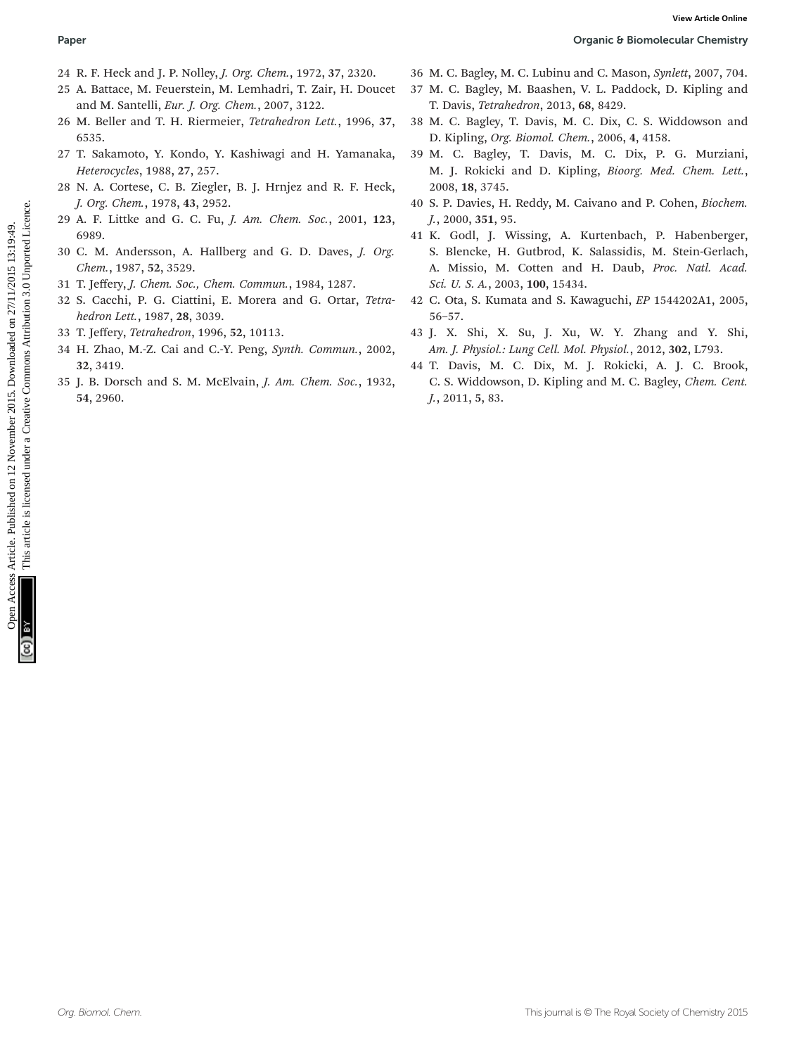24 R. F. Heck and J. P. Nolley, *J. Org. Chem.*, 1972, **37**, 2320.

25 A. Battace, M. Feuerstein, M. Lemhadri, T. Zair, H. Doucet and M. Santelli, *Eur. J. Org. Chem.*, 2007, 3122.

26 M. Beller and T. H. Riermeier, *Tetrahedron Lett.*, 1996, **37**, 6535.

27 T. Sakamoto, Y. Kondo, Y. Kashiwagi and H. Yamanaka, *Heterocycles*, 1988, **27**, 257.

28 N. A. Cortese, C. B. Ziegler, B. J. Hrnjez and R. F. Heck, *J. Org. Chem.*, 1978, **43**, 2952.

29 A. F. Littke and G. C. Fu, *J. Am. Chem. Soc.*, 2001, **123**, 6989.

30 C. M. Andersson, A. Hallberg and G. D. Daves, *J. Org. Chem.*, 1987, **52**, 3529.

31 T. Jeffery, *J. Chem. Soc., Chem. Commun.*, 1984, 1287.

32 S. Cacchi, P. G. Ciattini, E. Morera and G. Ortar, *Tetrahedron Lett.*, 1987, **28**, 3039.

33 T. Jeffery, *Tetrahedron*, 1996, **52**, 10113.

34 H. Zhao, M.-Z. Cai and C.-Y. Peng, *Synth. Commun.*, 2002, **32**, 3419.

35 J. B. Dorsch and S. M. McElvain, *J. Am. Chem. Soc.*, 1932, **54**, 2960.

36 M. C. Bagley, M. C. Lubinu and C. Mason, *Synlett*, 2007, 704.

37 M. C. Bagley, M. Baashen, V. L. Paddock, D. Kipling and T. Davis, *Tetrahedron*, 2013, **68**, 8429.

38 M. C. Bagley, T. Davis, M. C. Dix, C. S. Widdowson and D. Kipling, *Org. Biomol. Chem.*, 2006, **4**, 4158.

39 M. C. Bagley, T. Davis, M. C. Dix, P. G. Murziani, M. J. Rokicki and D. Kipling, *Bioorg. Med. Chem. Lett.*, 2008, **18**, 3745.

40 S. P. Davies, H. Reddy, M. Caivano and P. Cohen, *Biochem. J.*, 2000, **351**, 95.

41 K. Godl, J. Wissing, A. Kurtenbach, P. Habenberger, S. Blencke, H. Gutbrod, K. Salassidis, M. Stein-Gerlach, A. Missio, M. Cotten and H. Daub, *Proc. Natl. Acad. Sci. U. S. A.*, 2003, **100**, 15434.

42 C. Ota, S. Kumata and S. Kawaguchi, *EP* 1544202A1, 2005, 56–57.

43 J. X. Shi, X. Su, J. Xu, W. Y. Zhang and Y. Shi, *Am. J. Physiol.: Lung Cell. Mol. Physiol.*, 2012, **302**, L793.

44 T. Davis, M. C. Dix, M. J. Rokicki, A. J. C. Brook, C. S. Widdowson, D. Kipling and M. C. Bagley, *Chem. Cent. J.*, 2011, **5**, 83.